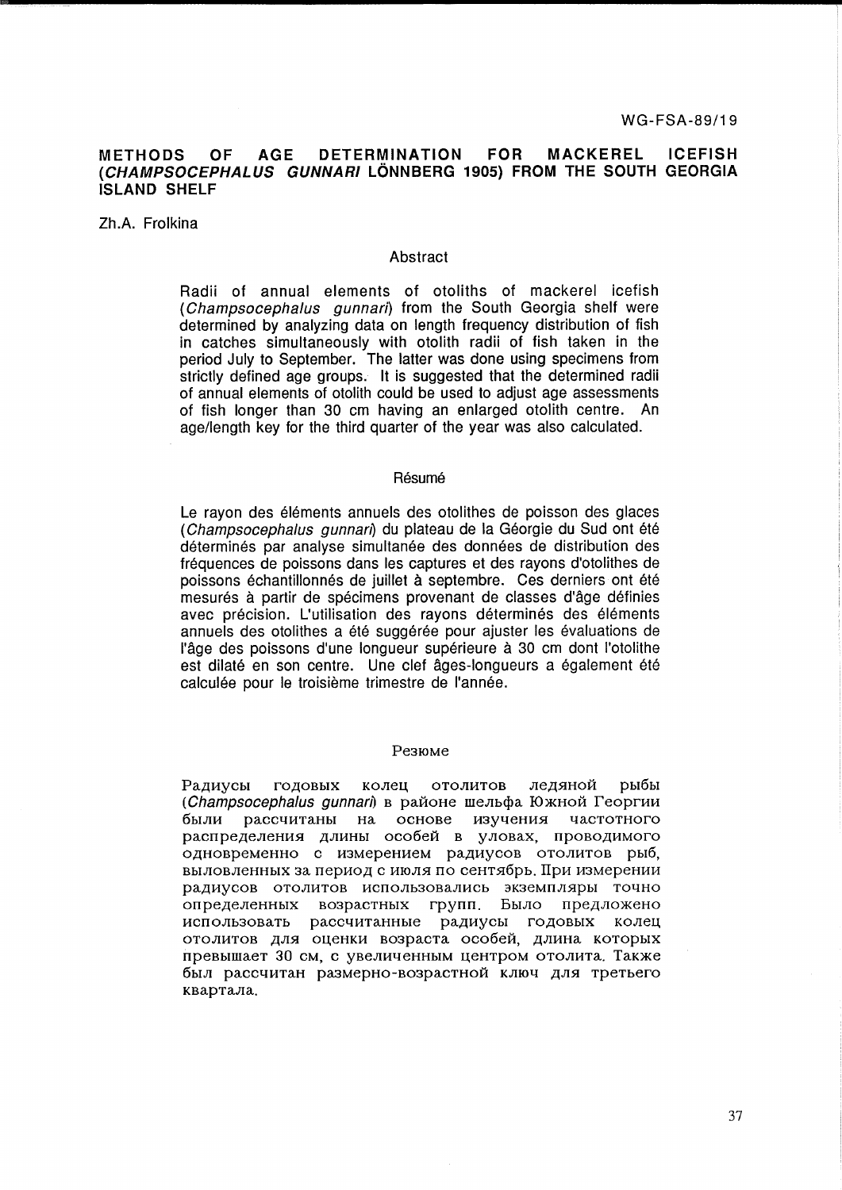WG-FSA-89/19

# METHODS OF AGE DETERMINATION FOR MACKEREL ICEFISH (*CHAMPSOCEPHALUS GUNNARI* LÖNNBERG 1905) FROM THE SOUTH GEORGIA ISLAND SHELF

Zh.A. Frolkina

## Abstract

Radii of annual elements of otoliths of mackerel icefish (*Champsocephalus gunnari*) from the South Georgia shelf were determined by analyzing data on length frequency distribution of fish in catches simultaneously with otolith radii of fish taken in the period July to September. The latter was done using specimens from strictly defined age groups. It is suggested that the determined radii of annual elements of otolith could be used to adjust age assessments of fish longer than 30 cm having an enlarged otolith centre. An age/length key for the third quarter of the year was also calculated.

## Résumé

Le rayon des éléments annuels des otolithes de poisson des glaces (*Champsocephalus gunnari*) du plateau de la Géorgie du Sud ont été déterminés par analyse simultanée des données de distribution des fréquences de poissons dans les captures et des rayons d'otolithes de poissons échantillonnés de juillet à septembre. Ces derniers ont été mesurés à partir de spécimens provenant de classes d'âge définies avec précision. L'utilisation des rayons déterminés des éléments annuels des otolithes a été suggérée pour ajuster les évaluations de l'âge des poissons d'une longueur supérieure à 30 cm dont l'otolithe est dilaté en son centre. Une clef âges-longueurs a également été calculée pour le troisième trimestre de l'année.

## Резюме

Радиусы годовых колец отолитов ледяной рыбы (*Champsocephalus gunnari*) в районе шельфа Южной Георгии были рассчитаны на основе изучения частотного распределения длины особей в уловах, проводимого одновременно с измерением радиусов отолитов рыб, выловленных за период с июля по сентябрь. При измерении радиусов отолитов использовались экземпляры точно определенных возрастных групп. Было предложено использовать рассчитанные радиусы годовых колец отолитов для оценки возраста особей, длина которых превышает 30 см, с увеличенным центром отолита. Также был рассчитан размерно-возрастной ключ для третьего квартала.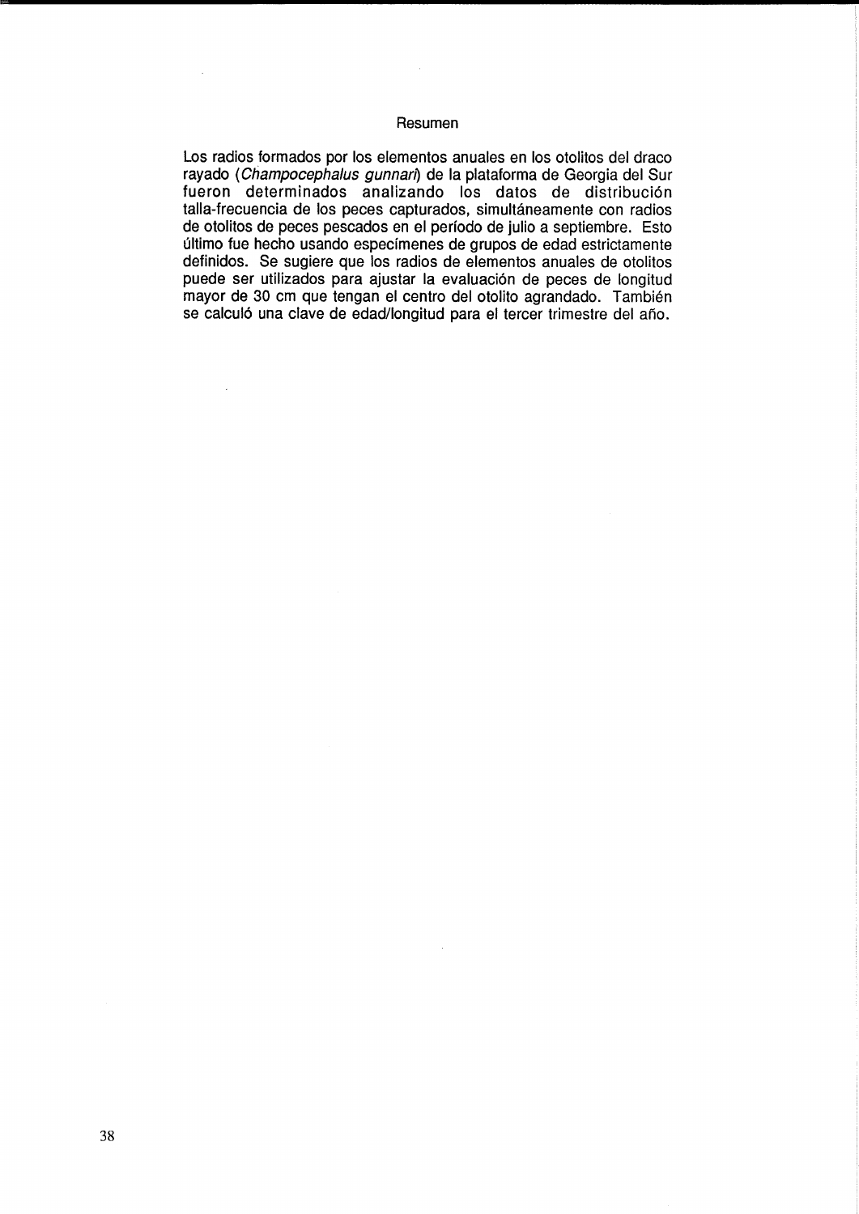## Resumen

Los radios formados por los elementos anuales en los otolitos del draco rayado (*Champocephalus gunnari*) de la plataforma de Georgia del Sur fueron determinados analizando los datos de distribución talla-frecuencia de los peces capturados, simultáneamente con radios de otolitos de peces pescados en el período de julio a septiembre. Esto último fue hecho usando especímenes de grupos de edad estrictamente definidos. Se sugiere que los radios de elementos anuales de otolitos puede ser utilizados para ajustar la evaluación de peces de longitud mayor de 30 cm que tengan el centro del otolito agrandado. También se calculó una clave de edad/longitud para el tercer trimestre del año.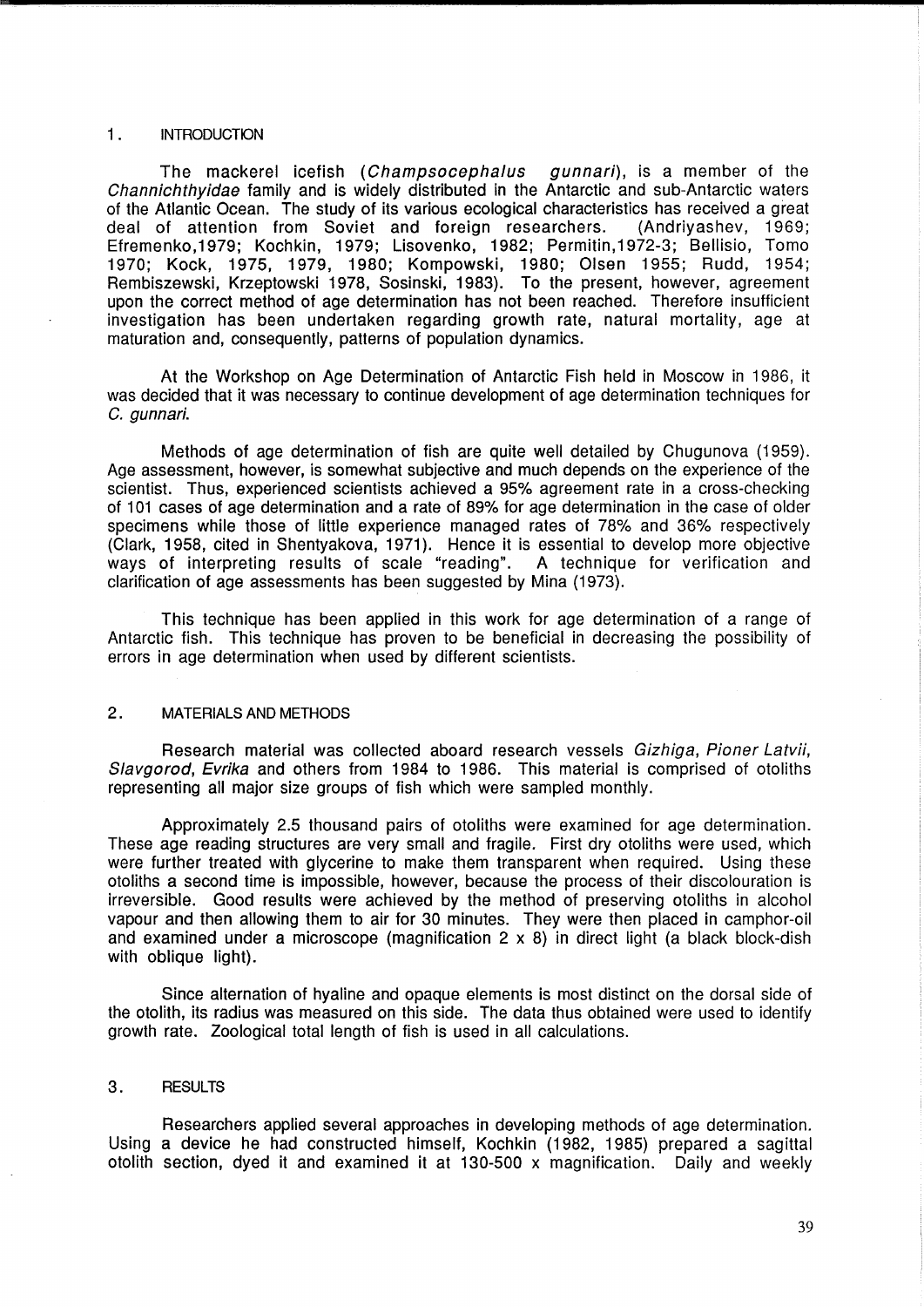## 1. INTRODUCTION

The mackerel icefish (*Champsocephalus gunnari*), is a member of the *Channichthyidae* family and is widely distributed in the Antarctic and sub-Antarctic waters of the Atlantic Ocean. The study of its various ecological characteristics has received a great deal of attention from Soviet and foreign researchers. (Andriyashev, 1969; Efremenko,1979; Kochkin, 1979; Lisovenko, 1982; Permitin,1972-3; Bellisio, Tomo 1970; Kock, 1975, 1979, 1980; Kompowski, 1980; Olsen 1955; Rudd, 1954; Rembiszewski, Krzeptowski 1978, Sosinski, 1983). To the present, however, agreement upon the correct method of age determination has not been reached. Therefore insufficient investigation has been undertaken regarding growth rate, natural mortality, age at maturation and, consequently, patterns of population dynamics.

At the Workshop on Age Determination of Antarctic Fish held in Moscow in 1986, it was decided that it was necessary to continue development of age determination techniques for *C. gunnari*.

Methods of age determination of fish are quite well detailed by Chugunova (1959). Age assessment, however, is somewhat subjective and much depends on the experience of the scientist. Thus, experienced scientists achieved a 95% agreement rate in a cross-checking of 101 cases of age determination and a rate of 89% for age determination in the case of older specimens while those of little experience managed rates of 78% and 36% respectively (Clark, 1958, cited in Shentyakova, 1971). Hence it is essential to develop more objective ways of interpreting results of scale "reading". A technique for verification and clarification of age assessments has been suggested by Mina (1973).

This technique has been applied in this work for age determination of a range of Antarctic fish. This technique has proven to be beneficial in decreasing the possibility of errors in age determination when used by different scientists.

## 2. MATERIALS AND METHODS

Research material was collected aboard research vessels *Gizhiga*, *Pioner Latvii*, *Slavgorod*, *Evrika* and others from 1984 to 1986. This material is comprised of otoliths representing all major size groups of fish which were sampled monthly.

Approximately 2.5 thousand pairs of otoliths were examined for age determination. These age reading structures are very small and fragile. First dry otoliths were used, which were further treated with glycerine to make them transparent when required. Using these otoliths a second time is impossible, however, because the process of their discolouration is irreversible. Good results were achieved by the method of preserving otoliths in alcohol vapour and then allowing them to air for 30 minutes. They were then placed in camphor-oil and examined under a microscope (magnification 2 x 8) in direct light (a black block-dish with oblique light).

Since alternation of hyaline and opaque elements is most distinct on the dorsal side of the otolith, its radius was measured on this side. The data thus obtained were used to identify growth rate. Zoological total length of fish is used in all calculations.

## 3. RESULTS

Researchers applied several approaches in developing methods of age determination. Using a device he had constructed himself, Kochkin (1982, 1985) prepared a sagittal otolith section, dyed it and examined it at 130-500 x magnification. Daily and weekly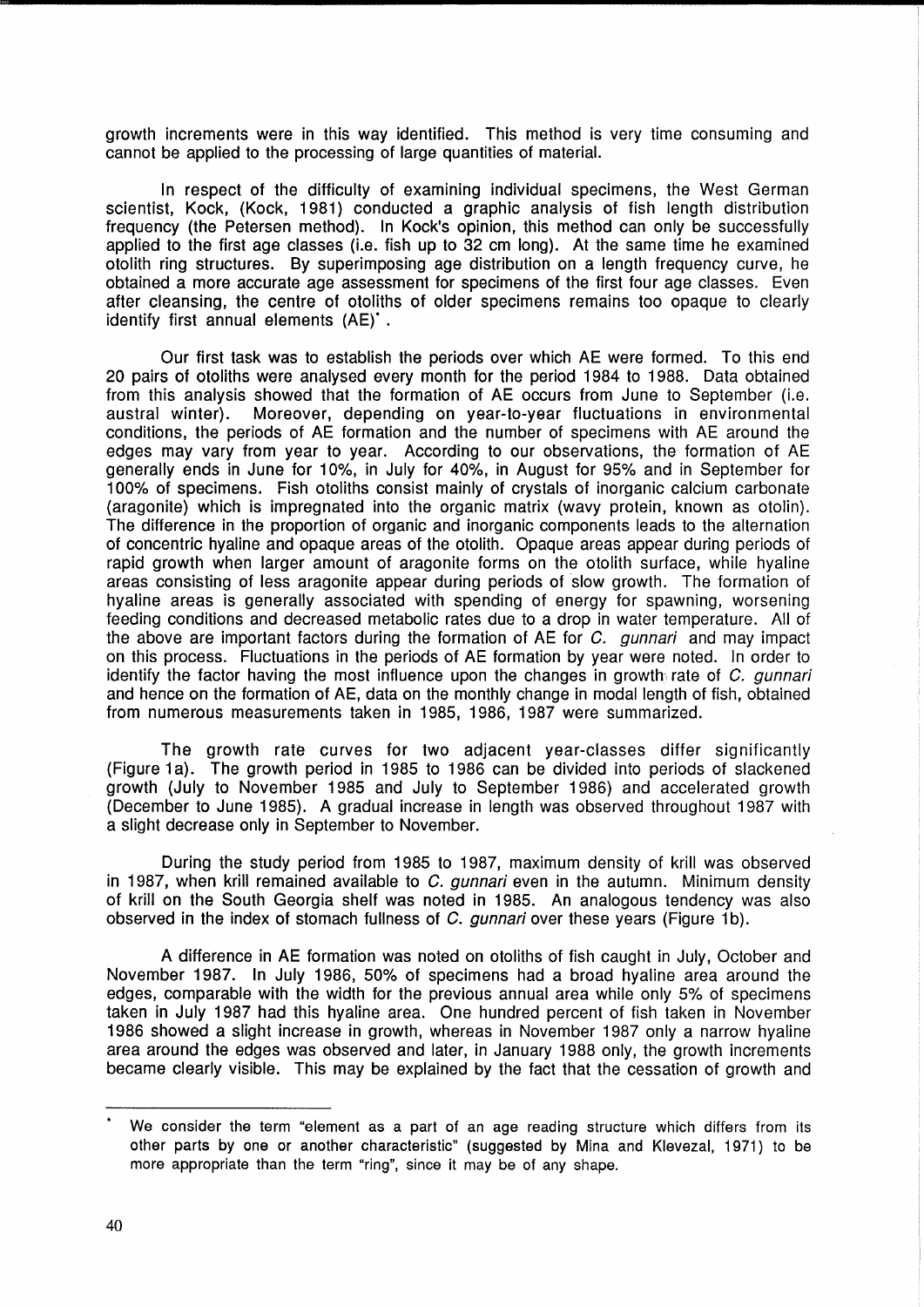growth increments were in this way identified. This method is very time consuming and cannot be applied to the processing of large quantities of material.

In respect of the difficulty of examining individual specimens, the West German scientist, Kock, (Kock, 1981) conducted a graphic analysis of fish length distribution frequency (the Petersen method). In Kock's opinion, this method can only be successfully applied to the first age classes (i.e. fish up to 32 cm long). At the same time he examined otolith ring structures. By superimposing age distribution on a length frequency curve, he obtained a more accurate age assessment for specimens of the first four age classes. Even after cleansing, the centre of otoliths of older specimens remains too opaque to clearly identify first annual elements (AE)*.

Our first task was to establish the periods over which AE were formed. To this end 20 pairs of otoliths were analysed every month for the period 1984 to 1988. Data obtained from this analysis showed that the formation of AE occurs from June to September (i.e. austral winter). Moreover, depending on year-to-year fluctuations in environmental conditions, the periods of AE formation and the number of specimens with AE around the edges may vary from year to year. According to our observations, the formation of AE generally ends in June for 10%, in July for 40%, in August for 95% and in September for 100% of specimens. Fish otoliths consist mainly of crystals of inorganic calcium carbonate (aragonite) which is impregnated into the organic matrix (wavy protein, known as otolin). The difference in the proportion of organic and inorganic components leads to the alternation of concentric hyaline and opaque areas of the otolith. Opaque areas appear during periods of rapid growth when larger amount of aragonite forms on the otolith surface, while hyaline areas consisting of less aragonite appear during periods of slow growth. The formation of hyaline areas is generally associated with spending of energy for spawning, worsening feeding conditions and decreased metabolic rates due to a drop in water temperature. All of the above are important factors during the formation of AE for *C. gunnari* and may impact on this process. Fluctuations in the periods of AE formation by year were noted. In order to identify the factor having the most influence upon the changes in growth rate of *C. gunnari* and hence on the formation of AE, data on the monthly change in modal length of fish, obtained from numerous measurements taken in 1985, 1986, 1987 were summarized.

The growth rate curves for two adjacent year-classes differ significantly (Figure 1a). The growth period in 1985 to 1986 can be divided into periods of slackened growth (July to November 1985 and July to September 1986) and accelerated growth (December to June 1985). A gradual increase in length was observed throughout 1987 with a slight decrease only in September to November.

During the study period from 1985 to 1987, maximum density of krill was observed in 1987, when krill remained available to *C. gunnari* even in the autumn. Minimum density of krill on the South Georgia shelf was noted in 1985. An analogous tendency was also observed in the index of stomach fullness of *C. gunnari* over these years (Figure 1b).

A difference in AE formation was noted on otoliths of fish caught in July, October and November 1987. In July 1986, 50% of specimens had a broad hyaline area around the edges, comparable with the width for the previous annual area while only 5% of specimens taken in July 1987 had this hyaline area. One hundred percent of fish taken in November 1986 showed a slight increase in growth, whereas in November 1987 only a narrow hyaline area around the edges was observed and later, in January 1988 only, the growth increments became clearly visible. This may be explained by the fact that the cessation of growth and

---

\* We consider the term "element as a part of an age reading structure which differs from its other parts by one or another characteristic" (suggested by Mina and Klevezal, 1971) to be more appropriate than the term "ring", since it may be of any shape.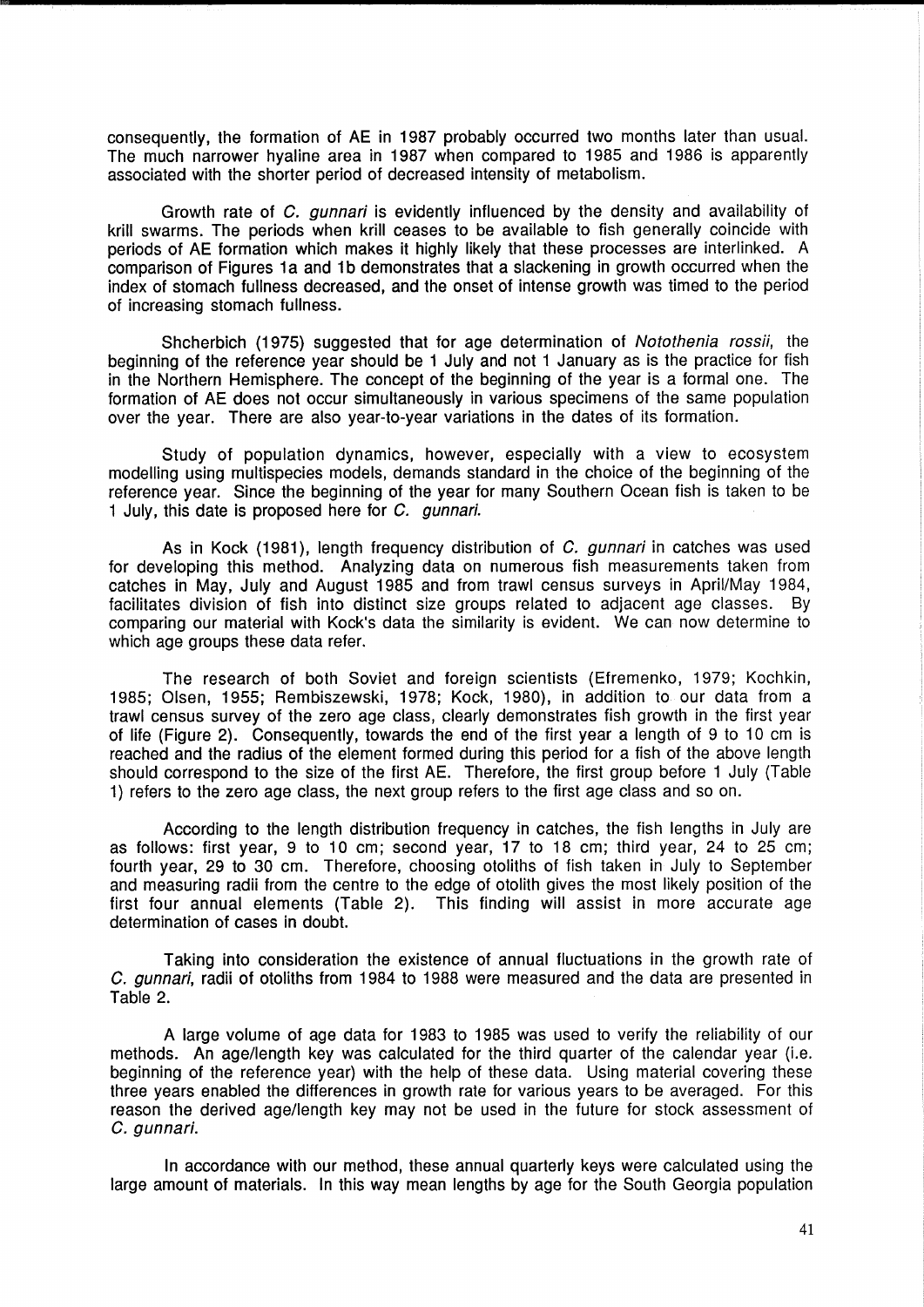consequently, the formation of AE in 1987 probably occurred two months later than usual. The much narrower hyaline area in 1987 when compared to 1985 and 1986 is apparently associated with the shorter period of decreased intensity of metabolism.

Growth rate of *C. gunnari* is evidently influenced by the density and availability of krill swarms. The periods when krill ceases to be available to fish generally coincide with periods of AE formation which makes it highly likely that these processes are interlinked. A comparison of Figures 1a and 1b demonstrates that a slackening in growth occurred when the index of stomach fullness decreased, and the onset of intense growth was timed to the period of increasing stomach fullness.

Shcherbich (1975) suggested that for age determination of *Notothenia rossii*, the beginning of the reference year should be 1 July and not 1 January as is the practice for fish in the Northern Hemisphere. The concept of the beginning of the year is a formal one. The formation of AE does not occur simultaneously in various specimens of the same population over the year. There are also year-to-year variations in the dates of its formation.

Study of population dynamics, however, especially with a view to ecosystem modelling using multispecies models, demands standard in the choice of the beginning of the reference year. Since the beginning of the year for many Southern Ocean fish is taken to be 1 July, this date is proposed here for *C. gunnari*.

As in Kock (1981), length frequency distribution of *C. gunnari* in catches was used for developing this method. Analyzing data on numerous fish measurements taken from catches in May, July and August 1985 and from trawl census surveys in April/May 1984, facilitates division of fish into distinct size groups related to adjacent age classes. By comparing our material with Kock's data the similarity is evident. We can now determine to which age groups these data refer.

The research of both Soviet and foreign scientists (Efremenko, 1979; Kochkin, 1985; Olsen, 1955; Rembiszewski, 1978; Kock, 1980), in addition to our data from a trawl census survey of the zero age class, clearly demonstrates fish growth in the first year of life (Figure 2). Consequently, towards the end of the first year a length of 9 to 10 cm is reached and the radius of the element formed during this period for a fish of the above length should correspond to the size of the first AE. Therefore, the first group before 1 July (Table 1) refers to the zero age class, the next group refers to the first age class and so on.

According to the length distribution frequency in catches, the fish lengths in July are as follows: first year, 9 to 10 cm; second year, 17 to 18 cm; third year, 24 to 25 cm; fourth year, 29 to 30 cm. Therefore, choosing otoliths of fish taken in July to September and measuring radii from the centre to the edge of otolith gives the most likely position of the first four annual elements (Table 2). This finding will assist in more accurate age determination of cases in doubt.

Taking into consideration the existence of annual fluctuations in the growth rate of *C. gunnari*, radii of otoliths from 1984 to 1988 were measured and the data are presented in Table 2.

A large volume of age data for 1983 to 1985 was used to verify the reliability of our methods. An age/length key was calculated for the third quarter of the calendar year (i.e. beginning of the reference year) with the help of these data. Using material covering these three years enabled the differences in growth rate for various years to be averaged. For this reason the derived age/length key may not be used in the future for stock assessment of *C. gunnari*.

In accordance with our method, these annual quarterly keys were calculated using the large amount of materials. In this way mean lengths by age for the South Georgia population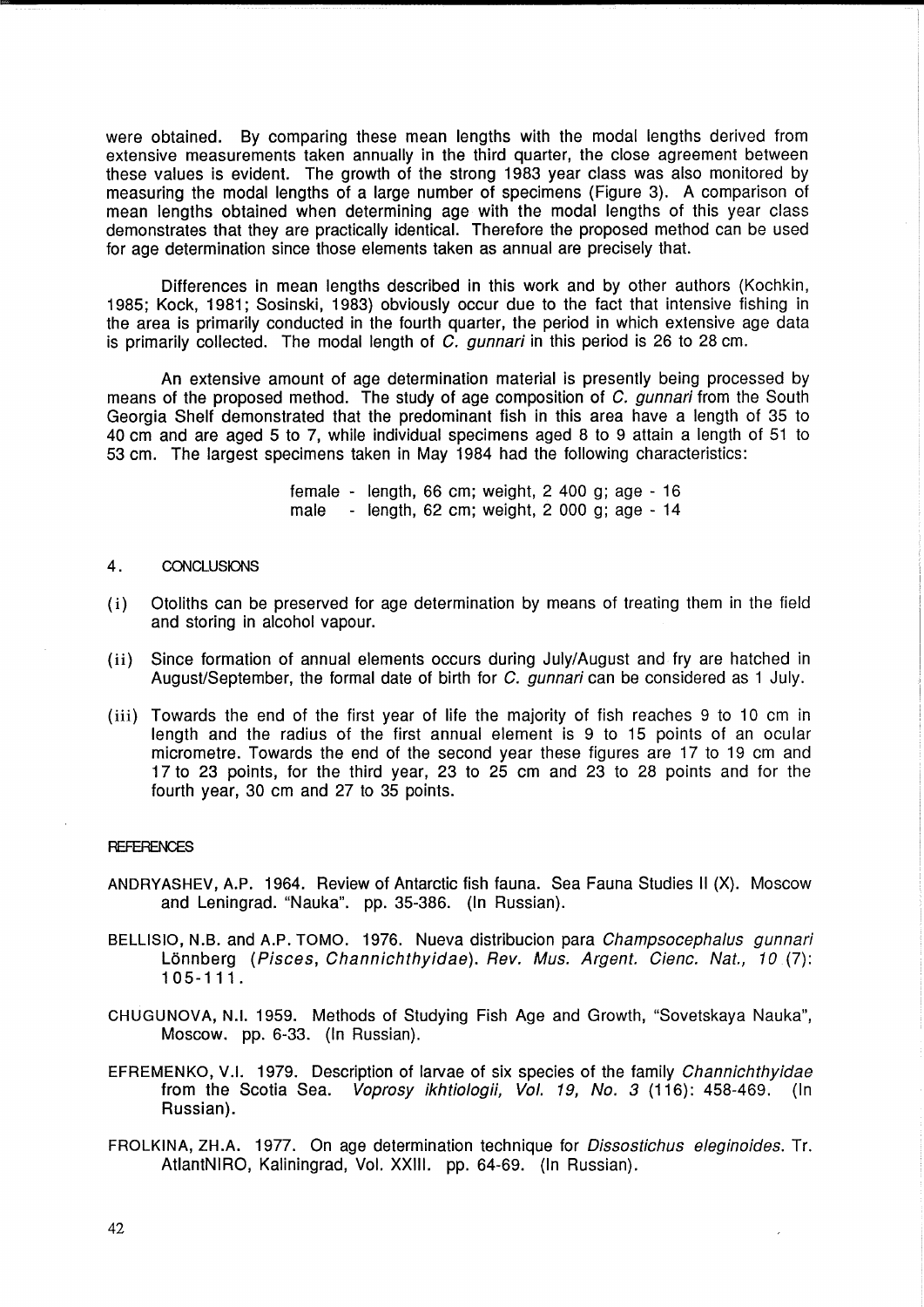were obtained. By comparing these mean lengths with the modal lengths derived from extensive measurements taken annually in the third quarter, the close agreement between these values is evident. The growth of the strong 1983 year class was also monitored by measuring the modal lengths of a large number of specimens (Figure 3). A comparison of mean lengths obtained when determining age with the modal lengths of this year class demonstrates that they are practically identical. Therefore the proposed method can be used for age determination since those elements taken as annual are precisely that.

Differences in mean lengths described in this work and by other authors (Kochkin, 1985; Kock, 1981; Sosinski, 1983) obviously occur due to the fact that intensive fishing in the area is primarily conducted in the fourth quarter, the period in which extensive age data is primarily collected. The modal length of *C. gunnari* in this period is 26 to 28 cm.

An extensive amount of age determination material is presently being processed by means of the proposed method. The study of age composition of *C. gunnari* from the South Georgia Shelf demonstrated that the predominant fish in this area have a length of 35 to 40 cm and are aged 5 to 7, while individual specimens aged 8 to 9 attain a length of 51 to 53 cm. The largest specimens taken in May 1984 had the following characteristics:

female - length, 66 cm; weight, 2 400 g; age - 16
male - length, 62 cm; weight, 2 000 g; age - 14

## 4. CONCLUSIONS

(i) Otoliths can be preserved for age determination by means of treating them in the field and storing in alcohol vapour.

(ii) Since formation of annual elements occurs during July/August and fry are hatched in August/September, the formal date of birth for *C. gunnari* can be considered as 1 July.

(iii) Towards the end of the first year of life the majority of fish reaches 9 to 10 cm in length and the radius of the first annual element is 9 to 15 points of an ocular micrometre. Towards the end of the second year these figures are 17 to 19 cm and 17 to 23 points, for the third year, 23 to 25 cm and 23 to 28 points and for the fourth year, 30 cm and 27 to 35 points.

## REFERENCES

ANDRYASHEV, A.P. 1964. Review of Antarctic fish fauna. Sea Fauna Studies II (X). Moscow and Leningrad. "Nauka". pp. 35-386. (In Russian).

BELLISIO, N.B. and A.P. TOMO. 1976. Nueva distribucion para *Champsocephalus gunnari* Lönnberg (*Pisces, Channichthyidae*). *Rev. Mus. Argent. Cienc. Nat., 10* (7): 105-111.

CHUGUNOVA, N.I. 1959. Methods of Studying Fish Age and Growth, "Sovetskaya Nauka", Moscow. pp. 6-33. (In Russian).

EFREMENKO, V.I. 1979. Description of larvae of six species of the family *Channichthyidae* from the Scotia Sea. *Voprosy ikhtiologii, Vol. 19, No. 3* (116): 458-469. (In Russian).

FROLKINA, ZH.A. 1977. On age determination technique for *Dissostichus eleginoides*. Tr. AtlantNIRO, Kaliningrad, Vol. XXIII. pp. 64-69. (In Russian).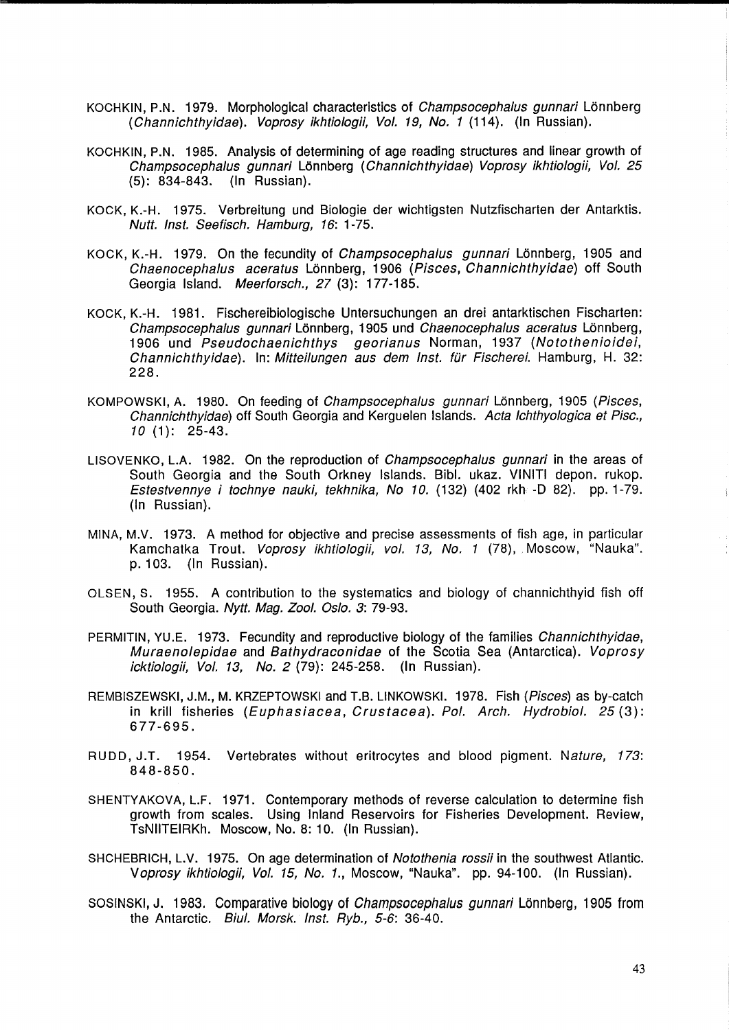KOCHKIN, P.N. 1979. Morphological characteristics of *Champsocephalus gunnari* Lönnberg (*Channichthyidae*). *Voprosy ikhtiologii, Vol. 19, No. 1* (114). (In Russian).

KOCHKIN, P.N. 1985. Analysis of determining of age reading structures and linear growth of *Champsocephalus gunnari* Lönnberg (*Channichthyidae*) *Voprosy ikhtiologii, Vol. 25* (5): 834-843. (In Russian).

KOCK, K.-H. 1975. Verbreitung und Biologie der wichtigsten Nutzfischarten der Antarktis. *Nutt. Inst. Seefisch. Hamburg, 16*: 1-75.

KOCK, K.-H. 1979. On the fecundity of *Champsocephalus gunnari* Lönnberg, 1905 and *Chaenocephalus aceratus* Lönnberg, 1906 (*Pisces, Channichthyidae*) off South Georgia Island. *Meerforsch., 27* (3): 177-185.

KOCK, K.-H. 1981. Fischereibiologische Untersuchungen an drei antarktischen Fischarten: *Champsocephalus gunnari* Lönnberg, 1905 und *Chaenocephalus aceratus* Lönnberg, 1906 und *Pseudochaenichthys georianus* Norman, 1937 (*Notothenioidei, Channichthyidae*). In: *Mitteilungen aus dem Inst. für Fischerei.* Hamburg, H. 32: 228.

KOMPOWSKI, A. 1980. On feeding of *Champsocephalus gunnari* Lönnberg, 1905 (*Pisces, Channichthyidae*) off South Georgia and Kerguelen Islands. *Acta Ichthyologica et Pisc., 10* (1): 25-43.

LISOVENKO, L.A. 1982. On the reproduction of *Champsocephalus gunnari* in the areas of South Georgia and the South Orkney Islands. Bibl. ukaz. VINITI depon. rukop. *Estestvennye i tochnye nauki, tekhnika, No 10.* (132) (402 rkh -D 82). pp. 1-79. (In Russian).

MINA, M.V. 1973. A method for objective and precise assessments of fish age, in particular Kamchatka Trout. *Voprosy ikhtiologii, vol. 13, No. 1* (78), Moscow, "Nauka". p. 103. (In Russian).

OLSEN, S. 1955. A contribution to the systematics and biology of channichthyid fish off South Georgia. *Nytt. Mag. Zool. Oslo. 3*: 79-93.

PERMITIN, YU.E. 1973. Fecundity and reproductive biology of the families *Channichthyidae, Muraenolepidae* and *Bathydraconidae* of the Scotia Sea (Antarctica). *Voprosy icktiologii, Vol. 13, No. 2* (79): 245-258. (In Russian).

REMBISZEWSKI, J.M., M. KRZEPTOWSKI and T.B. LINKOWSKI. 1978. Fish (*Pisces*) as by-catch in krill fisheries (*Euphasiacea, Crustacea*). *Pol. Arch. Hydrobiol. 25* (3): 677-695.

RUDD, J.T. 1954. Vertebrates without eritrocytes and blood pigment. *Nature, 173*: 848-850.

SHENTYAKOVA, L.F. 1971. Contemporary methods of reverse calculation to determine fish growth from scales. Using Inland Reservoirs for Fisheries Development. Review, TsNIITEIRKh. Moscow, No. 8: 10. (In Russian).

SHCHEBRICH, L.V. 1975. On age determination of *Notothenia rossii* in the southwest Atlantic. *Voprosy ikhtiologii, Vol. 15, No. 1.*, Moscow, "Nauka". pp. 94-100. (In Russian).

SOSINSKI, J. 1983. Comparative biology of *Champsocephalus gunnari* Lönnberg, 1905 from the Antarctic. *Biul. Morsk. Inst. Ryb., 5-6*: 36-40.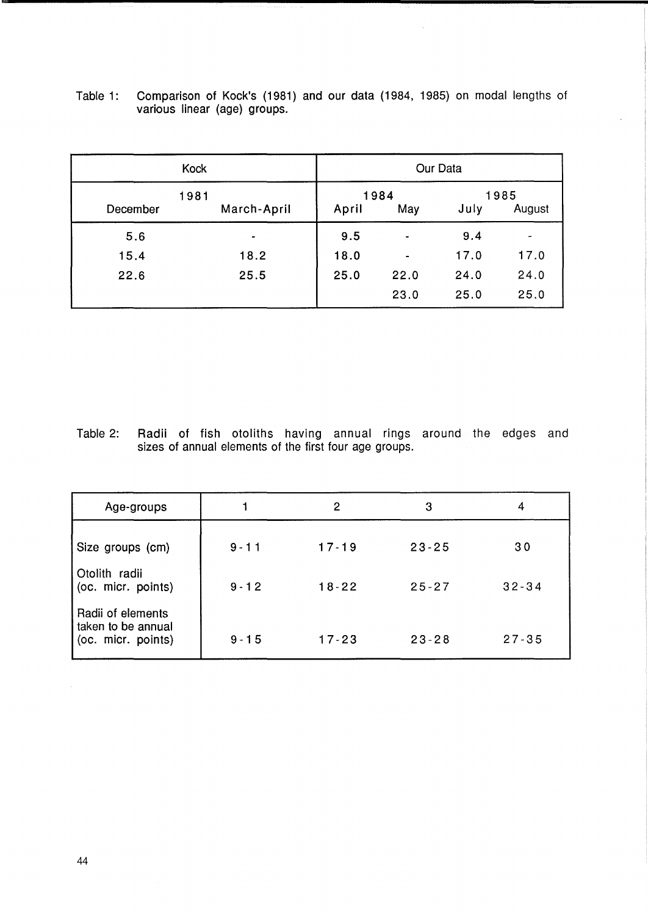Table 1: Comparison of Kock's (1981) and our data (1984, 1985) on modal lengths of various linear (age) groups.

| Kock | | Our Data | | | |
|---|---|---|---|---|---|
| 1981 | | 1984 | | 1985 | |
| December | March-April | April | May | July | August |
| 5.6 | - | 9.5 | - | 9.4 | - |
| 15.4 | 18.2 | 18.0 | - | 17.0 | 17.0 |
| 22.6 | 25.5 | 25.0 | 22.0 | 24.0 | 24.0 |
| | | | 23.0 | 25.0 | 25.0 |

Table 2: Radii of fish otoliths having annual rings around the edges and sizes of annual elements of the first four age groups.

| Age-groups | 1 | 2 | 3 | 4 |
|---|---|---|---|---|
| Size groups (cm) | 9-11 | 17-19 | 23-25 | 30 |
| Otolith radii (oc. micr. points) | 9-12 | 18-22 | 25-27 | 32-34 |
| Radii of elements taken to be annual (oc. micr. points) | 9-15 | 17-23 | 23-28 | 27-35 |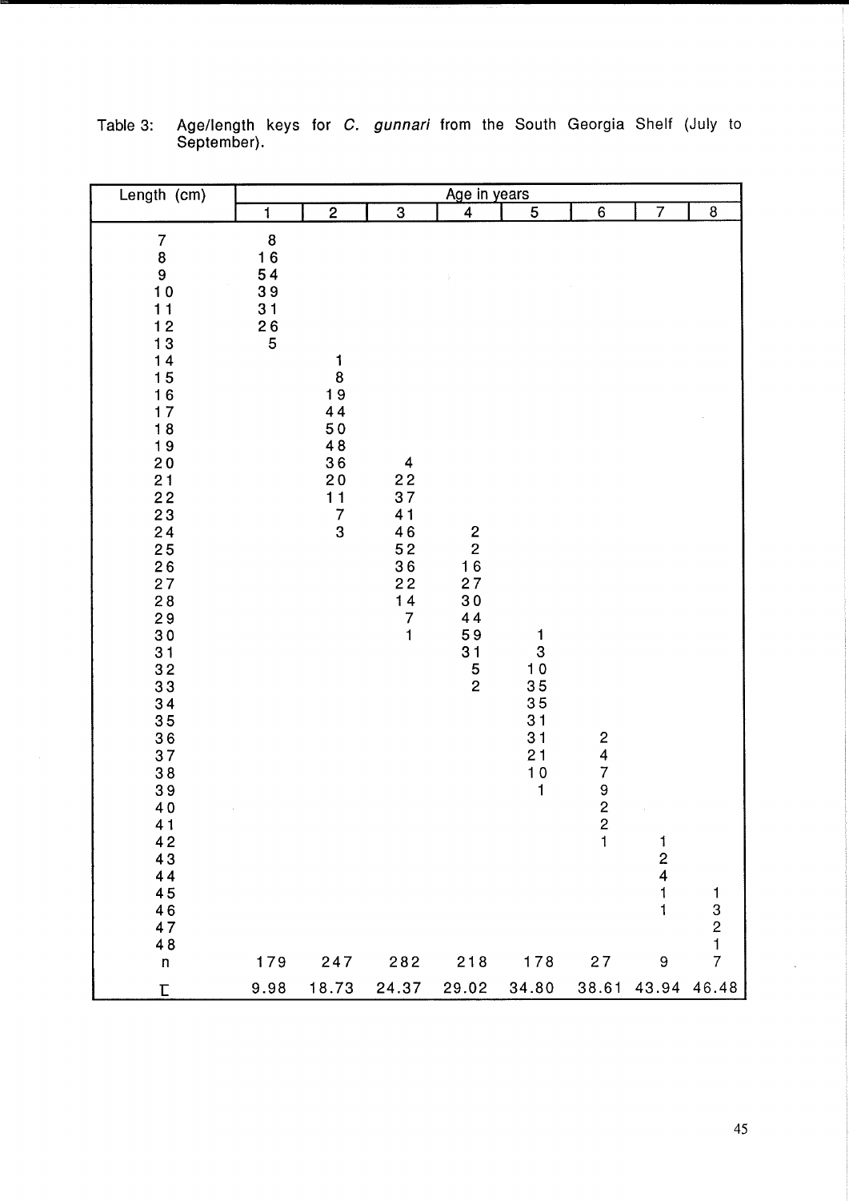Table 3: Age/length keys for *C. gunnari* from the South Georgia Shelf (July to September).

| Length (cm) | Age in years | | | | | | | |
|---|---|---|---|---|---|---|---|---|
| | 1 | 2 | 3 | 4 | 5 | 6 | 7 | 8 |
| 7 | 8 | | | | | | | |
| 8 | 16 | | | | | | | |
| 9 | 54 | | | | | | | |
| 10 | 39 | | | | | | | |
| 11 | 31 | | | | | | | |
| 12 | 26 | | | | | | | |
| 13 | 5 | | | | | | | |
| 14 | | 1 | | | | | | |
| 15 | | 8 | | | | | | |
| 16 | | 19 | | | | | | |
| 17 | | 44 | | | | | | |
| 18 | | 50 | | | | | | |
| 19 | | 48 | | | | | | |
| 20 | | 36 | 4 | | | | | |
| 21 | | 20 | 22 | | | | | |
| 22 | | 11 | 37 | | | | | |
| 23 | | 7 | 41 | | | | | |
| 24 | | 3 | 46 | 2 | | | | |
| 25 | | | 52 | 2 | | | | |
| 26 | | | 36 | 16 | | | | |
| 27 | | | 22 | 27 | | | | |
| 28 | | | 14 | 30 | | | | |
| 29 | | | 7 | 44 | | | | |
| 30 | | | 1 | 59 | 1 | | | |
| 31 | | | | 31 | 3 | | | |
| 32 | | | | 5 | 10 | | | |
| 33 | | | | 2 | 35 | | | |
| 34 | | | | | 35 | | | |
| 35 | | | | | 31 | | | |
| 36 | | | | | 31 | 2 | | |
| 37 | | | | | 21 | 4 | | |
| 38 | | | | | 10 | 7 | | |
| 39 | | | | | 1 | 9 | | |
| 40 | | | | | | 2 | | |
| 41 | | | | | | 2 | | |
| 42 | | | | | | 1 | 1 | |
| 43 | | | | | | | 2 | |
| 44 | | | | | | | 4 | |
| 45 | | | | | | | 1 | 1 |
| 46 | | | | | | | 1 | 3 |
| 47 | | | | | | | | 2 |
| 48 | | | | | | | | 1 |
| n | 179 | 247 | 282 | 218 | 178 | 27 | 9 | 7 |
| $\bar{L}$ | 9.98 | 18.73 | 24.37 | 29.02 | 34.80 | 38.61 | 43.94 | 46.48 |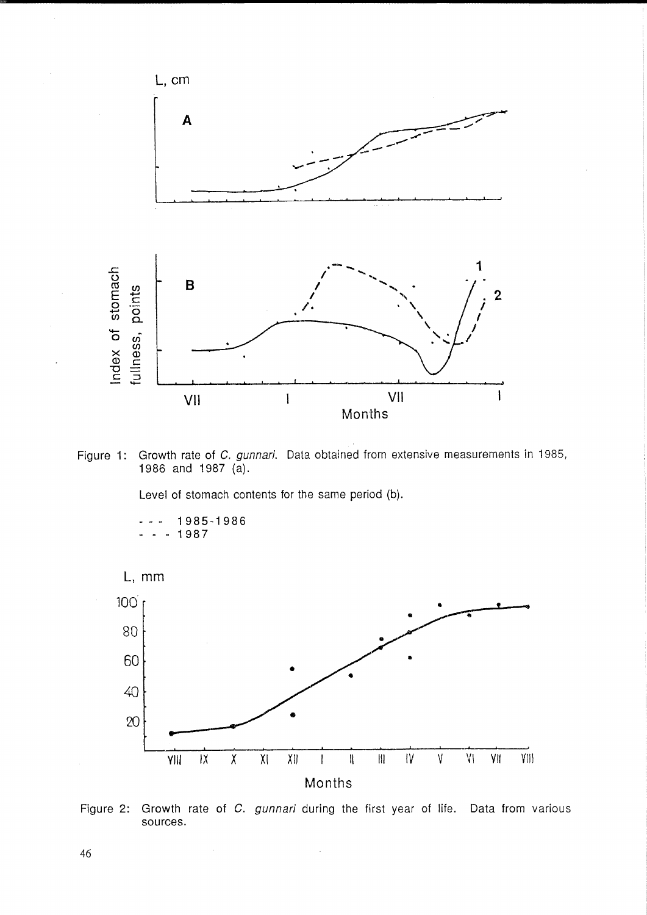Figure 1: Growth rate of *C. gunnari*. Data obtained from extensive measurements in 1985, 1986 and 1987 (a).

Level of stomach contents for the same period (b).

--- 1985-1986
- - - 1987

Figure 2: Growth rate of *C. gunnari* during the first year of life. Data from various sources.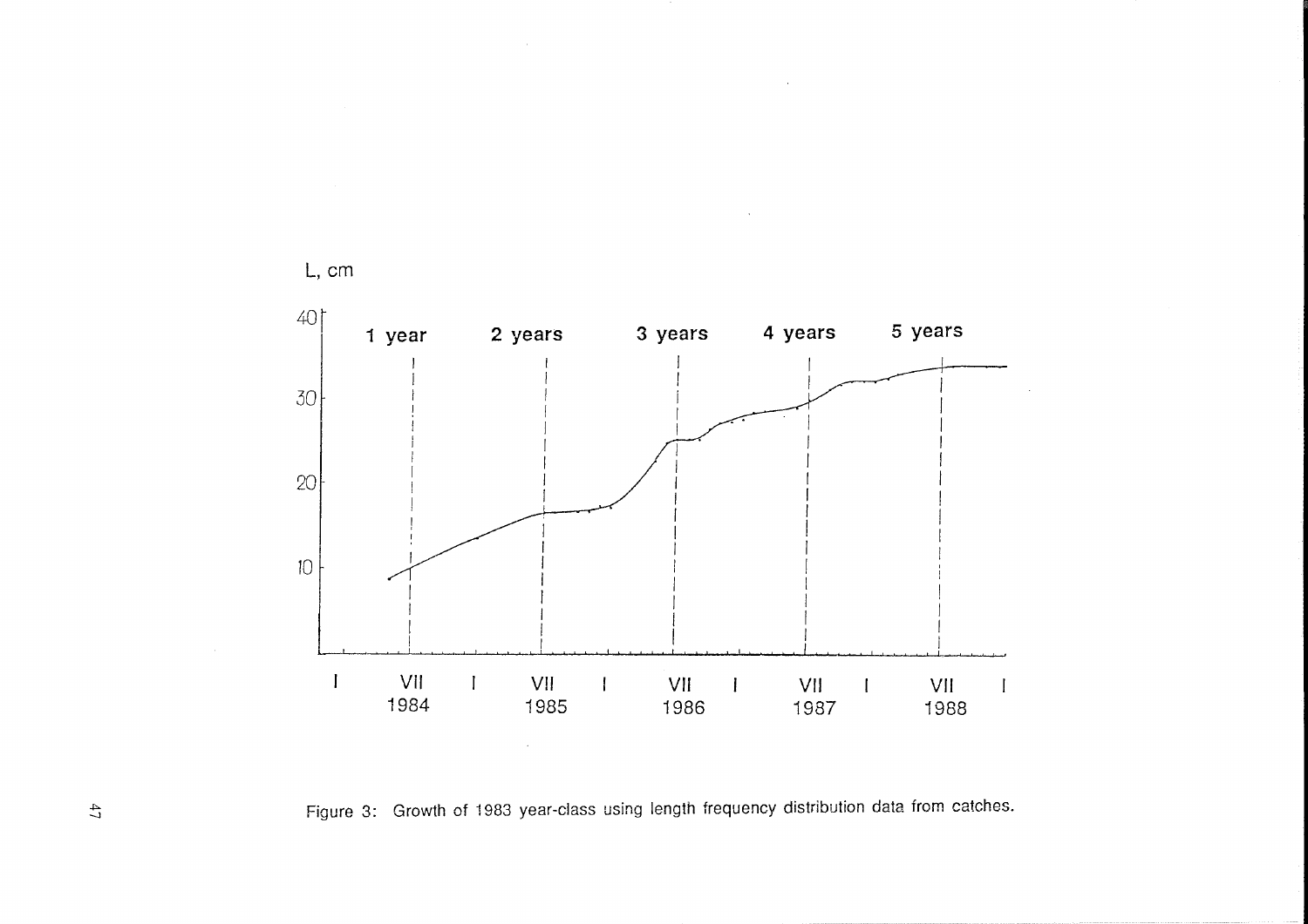Figure 3: Growth of 1983 year-class using length frequency distribution data from catches.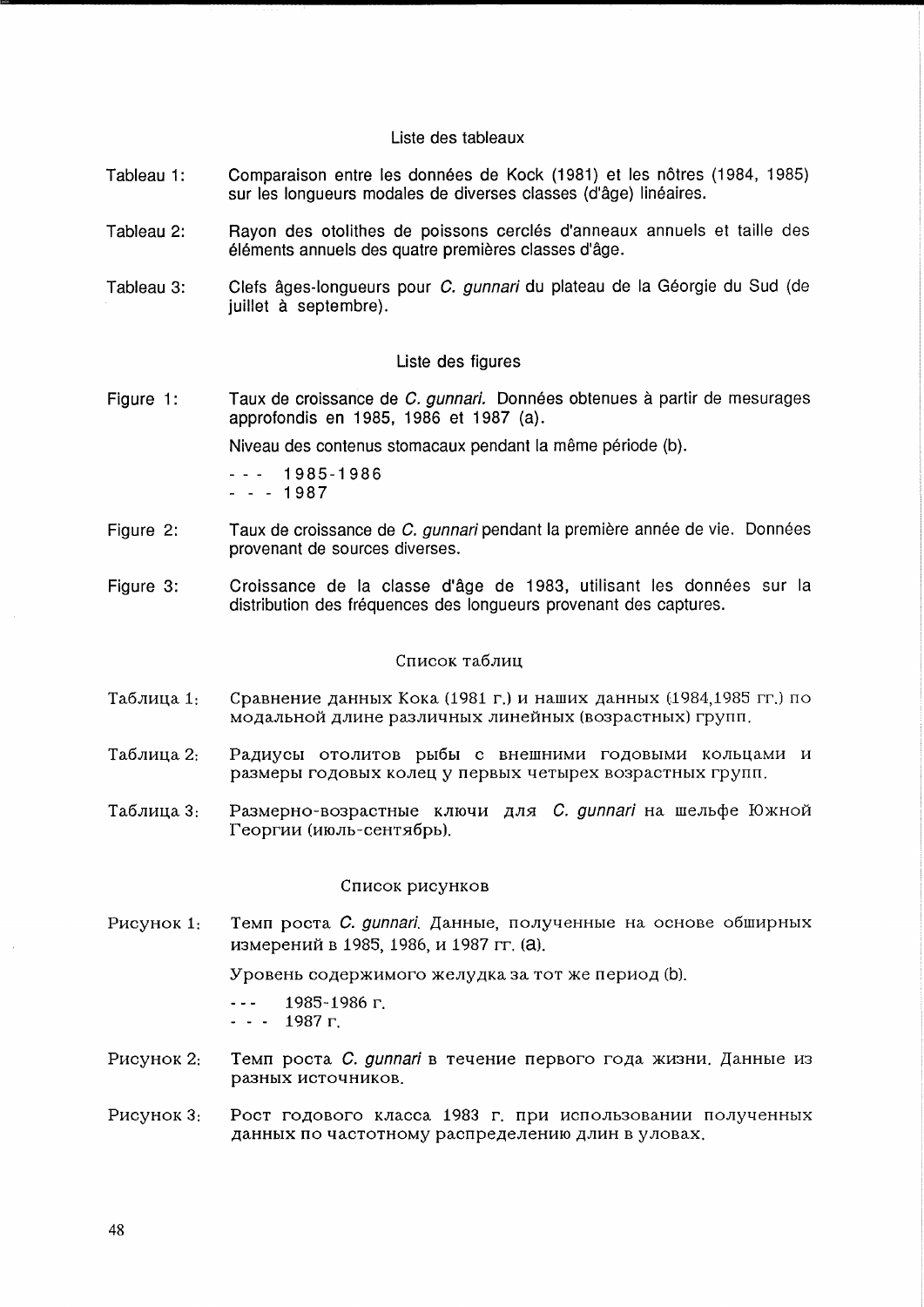## Liste des tableaux

Tableau 1: Comparaison entre les données de Kock (1981) et les nôtres (1984, 1985) sur les longueurs modales de diverses classes (d'âge) linéaires.

Tableau 2: Rayon des otolithes de poissons cerclés d'anneaux annuels et taille des éléments annuels des quatre premières classes d'âge.

Tableau 3: Clefs âges-longueurs pour *C. gunnari* du plateau de la Géorgie du Sud (de juillet à septembre).

## Liste des figures

Figure 1: Taux de croissance de *C. gunnari.* Données obtenues à partir de mesurages approfondis en 1985, 1986 et 1987 (a).

Niveau des contenus stomacaux pendant la même période (b).

- - - 1985-1986
- - - 1987

Figure 2: Taux de croissance de *C. gunnari* pendant la première année de vie. Données provenant de sources diverses.

Figure 3: Croissance de la classe d'âge de 1983, utilisant les données sur la distribution des fréquences des longueurs provenant des captures.

## Список таблиц

Таблица 1: Сравнение данных Кока (1981 г.) и наших данных (1984,1985 гг.) по модальной длине различных линейных (возрастных) групп.

Таблица 2: Радиусы отолитов рыбы с внешними годовыми кольцами и размеры годовых колец у первых четырех возрастных групп.

Таблица 3: Размерно-возрастные ключи для *C. gunnari* на шельфе Южной Георгии (июль-сентябрь).

## Список рисунков

Рисунок 1: Темп роста *C. gunnari*. Данные, полученные на основе обширных измерений в 1985, 1986, и 1987 гг. (a).

Уровень содержимого желудка за тот же период (b).

- - - 1985-1986 г.
- - - 1987 г.

Рисунок 2: Темп роста *C. gunnari* в течение первого года жизни. Данные из разных источников.

Рисунок 3: Рост годового класса 1983 г. при использовании полученных данных по частотному распределению длин в уловах.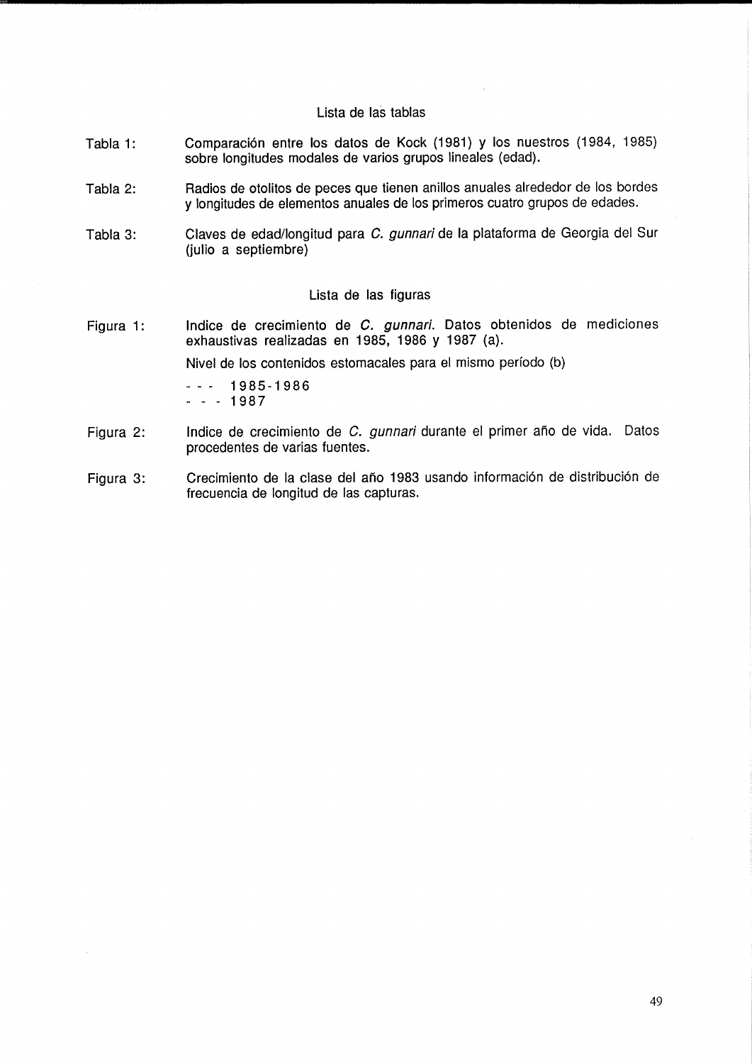## Lista de las tablas

Tabla 1: Comparación entre los datos de Kock (1981) y los nuestros (1984, 1985) sobre longitudes modales de varios grupos lineales (edad).

Tabla 2: Radios de otolitos de peces que tienen anillos anuales alrededor de los bordes y longitudes de elementos anuales de los primeros cuatro grupos de edades.

Tabla 3: Claves de edad/longitud para *C. gunnari* de la plataforma de Georgia del Sur (julio a septiembre)

## Lista de las figuras

Figura 1: Indice de crecimiento de *C. gunnari*. Datos obtenidos de mediciones exhaustivas realizadas en 1985, 1986 y 1987 (a).

Nivel de los contenidos estomacales para el mismo período (b)

--- 1985-1986

- - - 1987

Figura 2: Indice de crecimiento de *C. gunnari* durante el primer año de vida. Datos procedentes de varias fuentes.

Figura 3: Crecimiento de la clase del año 1983 usando información de distribución de frecuencia de longitud de las capturas.